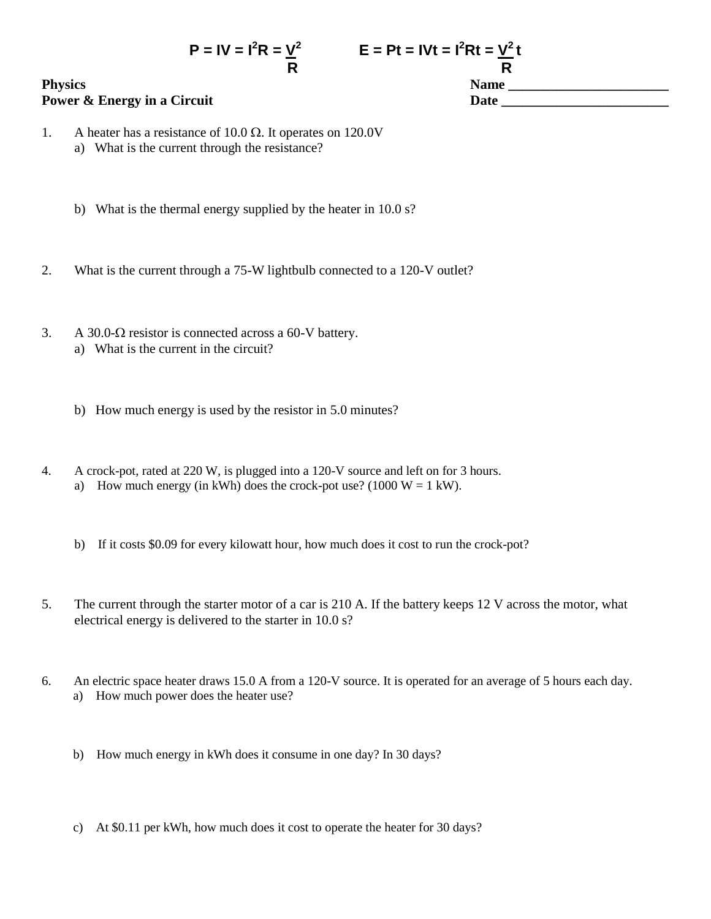$$P = IV = I^2R = \frac{V^2}{R} \qquad E = Pt = IVt = I^2Rt = \frac{V^2}{R}t$$

**Physics** **Name** ________________________

**Power & Energy in a Circuit** **Date** _________________________

1. A heater has a resistance of 10.0 Ω. It operates on 120.0V
   a) What is the current through the resistance?

   b) What is the thermal energy supplied by the heater in 10.0 s?

2. What is the current through a 75-W lightbulb connected to a 120-V outlet?

3. A 30.0-Ω resistor is connected across a 60-V battery.
   a) What is the current in the circuit?

   b) How much energy is used by the resistor in 5.0 minutes?

4. A crock-pot, rated at 220 W, is plugged into a 120-V source and left on for 3 hours.
   a) How much energy (in kWh) does the crock-pot use? (1000 W = 1 kW).

   b) If it costs $0.09 for every kilowatt hour, how much does it cost to run the crock-pot?

5. The current through the starter motor of a car is 210 A. If the battery keeps 12 V across the motor, what electrical energy is delivered to the starter in 10.0 s?

6. An electric space heater draws 15.0 A from a 120-V source. It is operated for an average of 5 hours each day.
   a) How much power does the heater use?

   b) How much energy in kWh does it consume in one day? In 30 days?

   c) At $0.11 per kWh, how much does it cost to operate the heater for 30 days?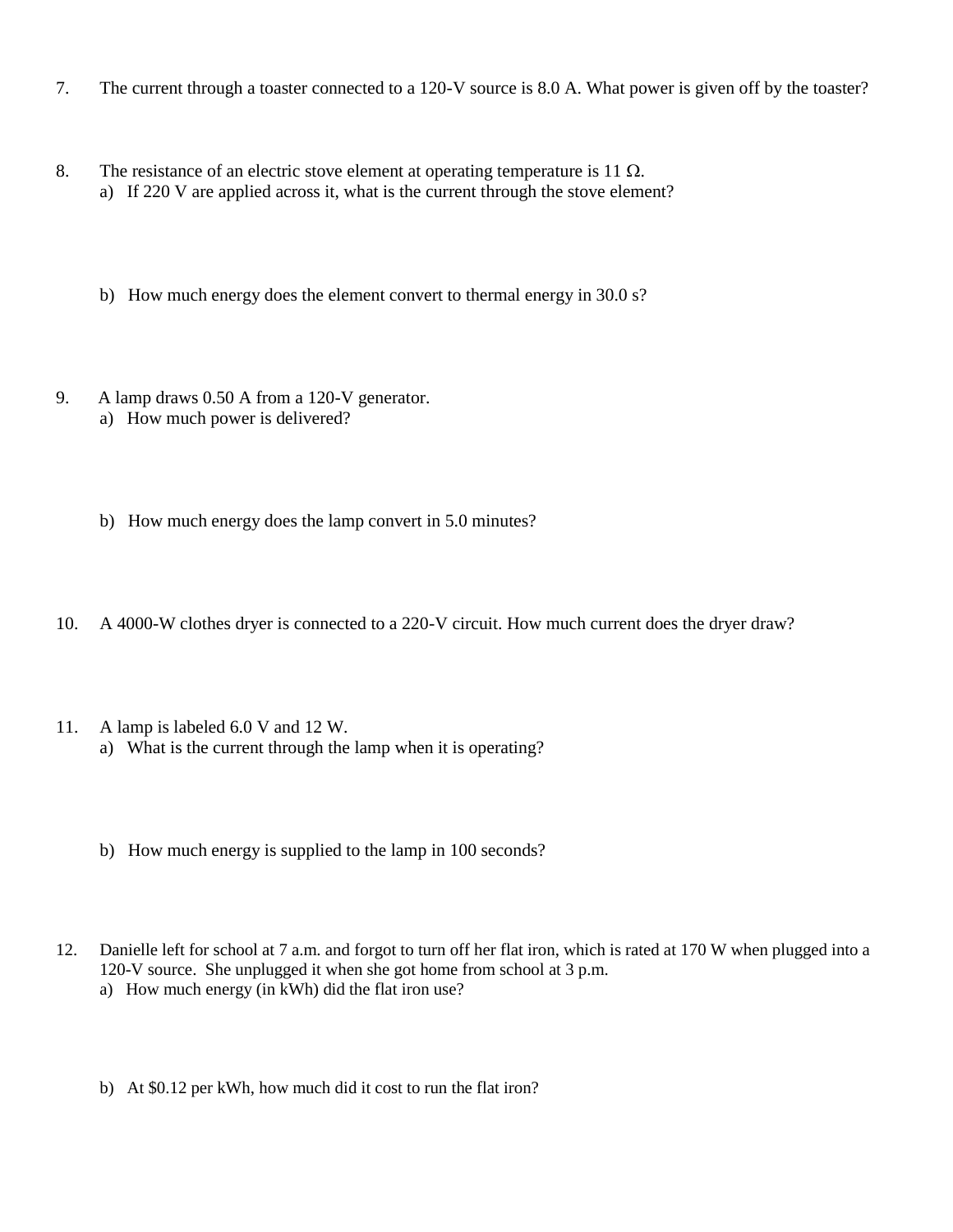7. The current through a toaster connected to a 120-V source is 8.0 A. What power is given off by the toaster?

8. The resistance of an electric stove element at operating temperature is 11 Ω.

   a) If 220 V are applied across it, what is the current through the stove element?

   b) How much energy does the element convert to thermal energy in 30.0 s?

9. A lamp draws 0.50 A from a 120-V generator.

   a) How much power is delivered?

   b) How much energy does the lamp convert in 5.0 minutes?

10. A 4000-W clothes dryer is connected to a 220-V circuit. How much current does the dryer draw?

11. A lamp is labeled 6.0 V and 12 W.

    a) What is the current through the lamp when it is operating?

    b) How much energy is supplied to the lamp in 100 seconds?

12. Danielle left for school at 7 a.m. and forgot to turn off her flat iron, which is rated at 170 W when plugged into a 120-V source. She unplugged it when she got home from school at 3 p.m.

    a) How much energy (in kWh) did the flat iron use?

    b) At $0.12 per kWh, how much did it cost to run the flat iron?